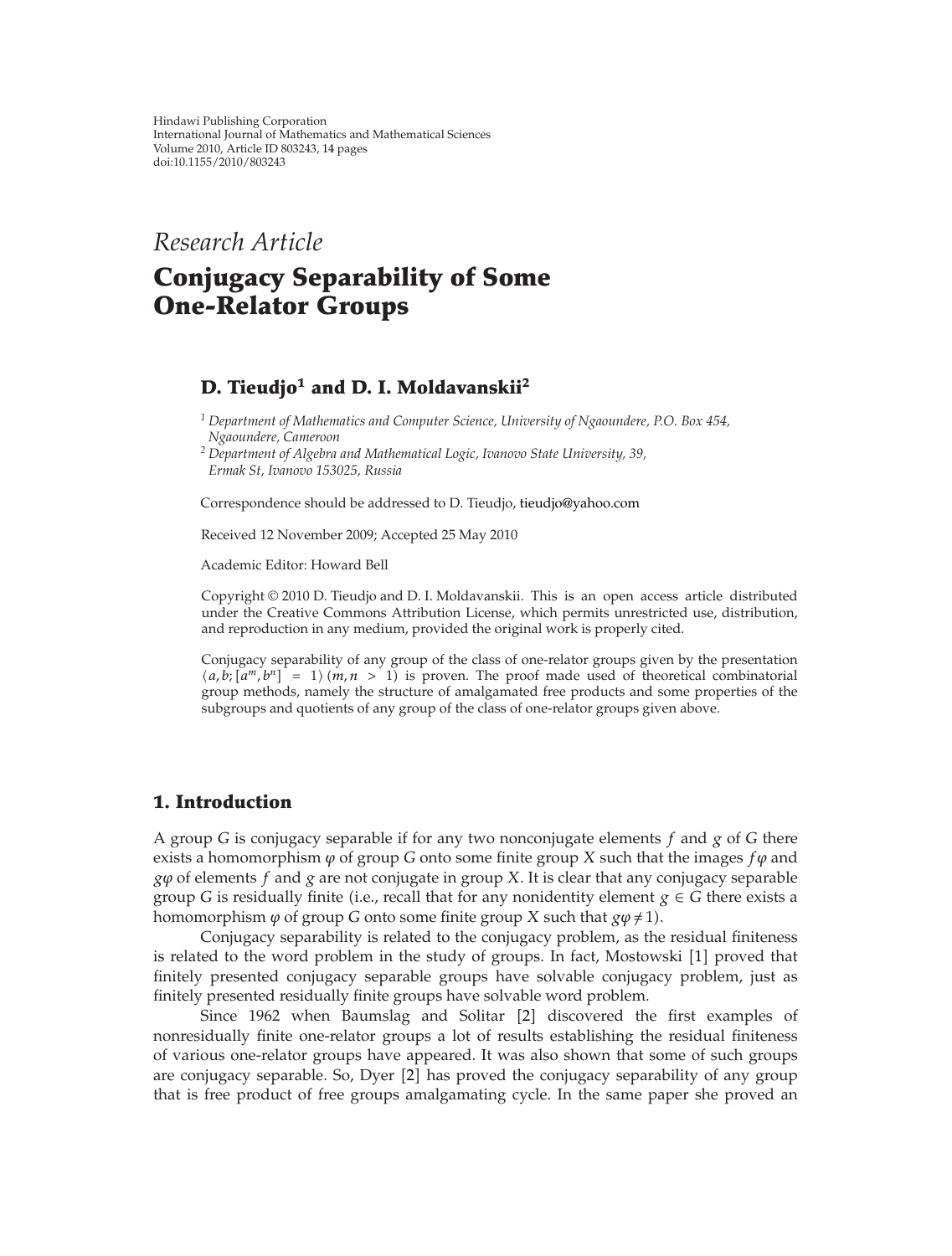Hindawi Publishing Corporation
International Journal of Mathematics and Mathematical Sciences
Volume 2010, Article ID 803243, 14 pages
doi:10.1155/2010/803243

*Research Article*

# Conjugacy Separability of Some One-Relator Groups

**D. Tieudjo[1] and D. I. Moldavanskii[2]**

[1] *Department of Mathematics and Computer Science, University of Ngaoundere, P.O. Box 454, Ngaoundere, Cameroon*
[2] *Department of Algebra and Mathematical Logic, Ivanovo State University, 39, Ermak St, Ivanovo 153025, Russia*

Correspondence should be addressed to D. Tieudjo, tieudjo@yahoo.com

Received 12 November 2009; Accepted 25 May 2010

Academic Editor: Howard Bell

Copyright © 2010 D. Tieudjo and D. I. Moldavanskii. This is an open access article distributed under the Creative Commons Attribution License, which permits unrestricted use, distribution, and reproduction in any medium, provided the original work is properly cited.

Conjugacy separability of any group of the class of one-relator groups given by the presentation $\langle a, b; [a^m, b^n] = 1\rangle$ $(m, n > 1)$ is proven. The proof made used of theoretical combinatorial group methods, namely the structure of amalgamated free products and some properties of the subgroups and quotients of any group of the class of one-relator groups given above.

## 1. Introduction

A group $G$ is conjugacy separable if for any two nonconjugate elements $f$ and $g$ of $G$ there exists a homomorphism $\varphi$ of group $G$ onto some finite group $X$ such that the images $f\varphi$ and $g\varphi$ of elements $f$ and $g$ are not conjugate in group $X$. It is clear that any conjugacy separable group $G$ is residually finite (i.e., recall that for any nonidentity element $g \in G$ there exists a homomorphism $\varphi$ of group $G$ onto some finite group $X$ such that $g\varphi \neq 1$).

Conjugacy separability is related to the conjugacy problem, as the residual finiteness is related to the word problem in the study of groups. In fact, Mostowski [1] proved that finitely presented conjugacy separable groups have solvable conjugacy problem, just as finitely presented residually finite groups have solvable word problem.

Since 1962 when Baumslag and Solitar [2] discovered the first examples of nonresidually finite one-relator groups a lot of results establishing the residual finiteness of various one-relator groups have appeared. It was also shown that some of such groups are conjugacy separable. So, Dyer [2] has proved the conjugacy separability of any group that is free product of free groups amalgamating cycle. In the same paper she proved an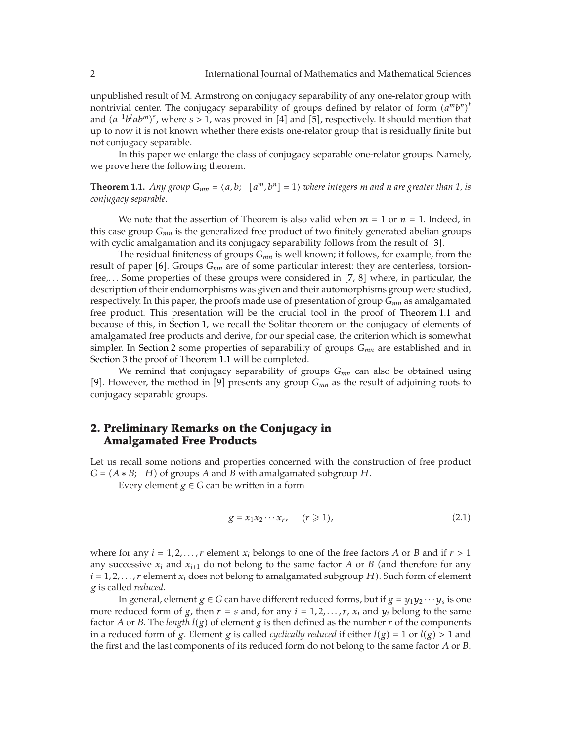unpublished result of M. Armstrong on conjugacy separability of any one-relator group with nontrivial center. The conjugacy separability of groups defined by relator of form $(a^m b^n)^t$ and $(a^{-1}b^l a b^m)^s$, where $s > 1$, was proved in [4] and [5], respectively. It should mention that up to now it is not known whether there exists one-relator group that is residually finite but not conjugacy separable.

In this paper we enlarge the class of conjugacy separable one-relator groups. Namely, we prove here the following theorem.

**Theorem 1.1.** *Any group $G_{mn} = \langle a, b;\ \ [a^m, b^n] = 1\rangle$ where integers $m$ and $n$ are greater than 1, is conjugacy separable.*

We note that the assertion of Theorem is also valid when $m = 1$ or $n = 1$. Indeed, in this case group $G_{mn}$ is the generalized free product of two finitely generated abelian groups with cyclic amalgamation and its conjugacy separability follows from the result of [3].

The residual finiteness of groups $G_{mn}$ is well known; it follows, for example, from the result of paper [6]. Groups $G_{mn}$ are of some particular interest: they are centerless, torsion-free,... Some properties of these groups were considered in [7, 8] where, in particular, the description of their endomorphisms was given and their automorphisms group were studied, respectively. In this paper, the proofs made use of presentation of group $G_{mn}$ as amalgamated free product. This presentation will be the crucial tool in the proof of Theorem 1.1 and because of this, in Section 1, we recall the Solitar theorem on the conjugacy of elements of amalgamated free products and derive, for our special case, the criterion which is somewhat simpler. In Section 2 some properties of separability of groups $G_{mn}$ are established and in Section 3 the proof of Theorem 1.1 will be completed.

We remind that conjugacy separability of groups $G_{mn}$ can also be obtained using [9]. However, the method in [9] presents any group $G_{mn}$ as the result of adjoining roots to conjugacy separable groups.

## 2. Preliminary Remarks on the Conjugacy in Amalgamated Free Products

Let us recall some notions and properties concerned with the construction of free product $G = (A * B;\ \ H)$ of groups $A$ and $B$ with amalgamated subgroup $H$.

Every element $g \in G$ can be written in a form

$$g = x_1 x_2 \cdots x_r, \qquad (r \geqslant 1), \tag{2.1}$$

where for any $i = 1, 2, \ldots, r$ element $x_i$ belongs to one of the free factors $A$ or $B$ and if $r > 1$ any successive $x_i$ and $x_{i+1}$ do not belong to the same factor $A$ or $B$ (and therefore for any $i = 1, 2, \ldots, r$ element $x_i$ does not belong to amalgamated subgroup $H$). Such form of element $g$ is called *reduced*.

In general, element $g \in G$ can have different reduced forms, but if $g = y_1 y_2 \cdots y_s$ is one more reduced form of $g$, then $r = s$ and, for any $i = 1, 2, \ldots, r$, $x_i$ and $y_i$ belong to the same factor $A$ or $B$. The *length* $l(g)$ of element $g$ is then defined as the number $r$ of the components in a reduced form of $g$. Element $g$ is called *cyclically reduced* if either $l(g) = 1$ or $l(g) > 1$ and the first and the last components of its reduced form do not belong to the same factor $A$ or $B$.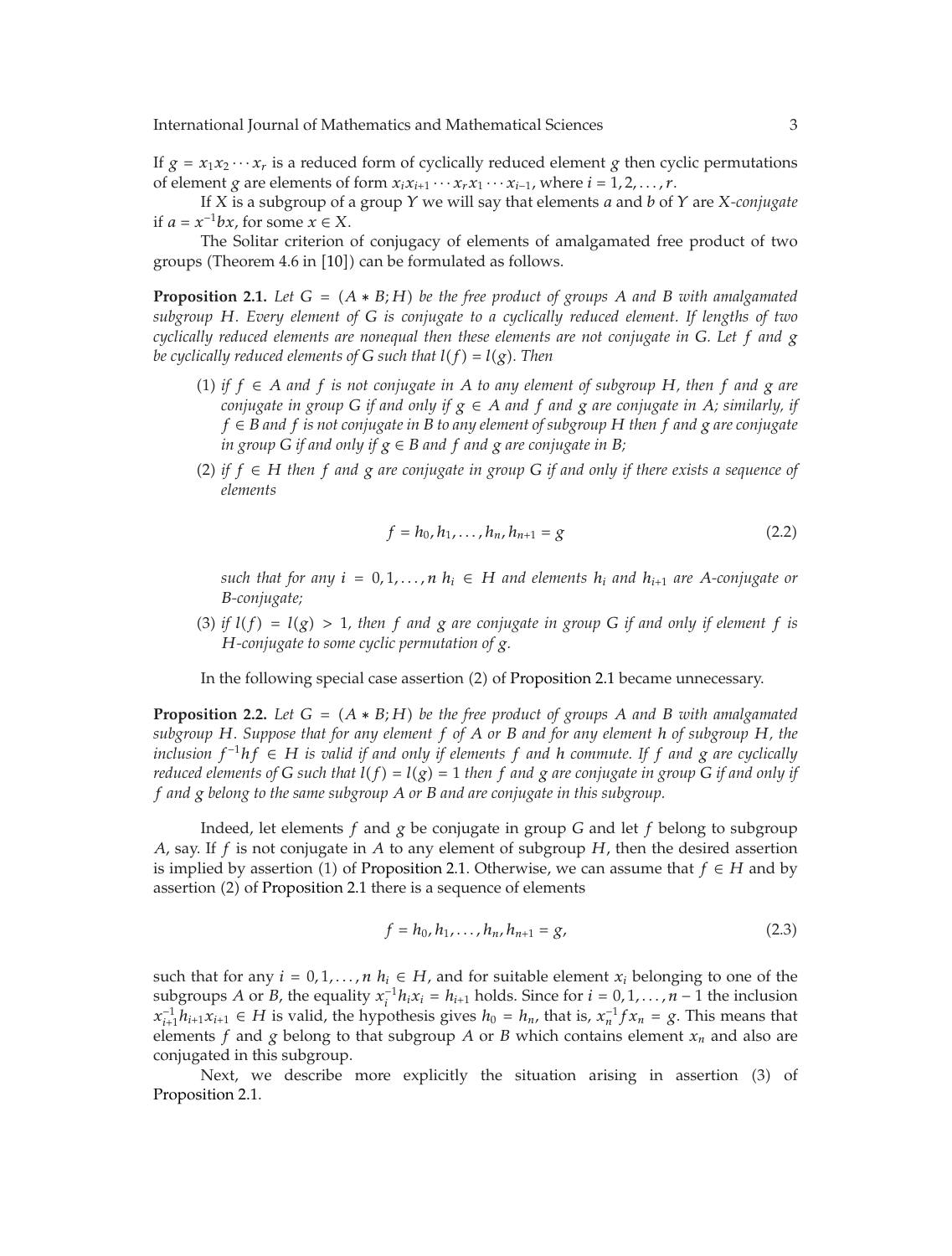If $g = x_1x_2 \cdots x_r$ is a reduced form of cyclically reduced element $g$ then cyclic permutations of element $g$ are elements of form $x_ix_{i+1} \cdots x_rx_1 \cdots x_{i-1}$, where $i = 1, 2, \ldots, r$.

If $X$ is a subgroup of a group $Y$ we will say that elements $a$ and $b$ of $Y$ are *$X$-conjugate* if $a = x^{-1}bx$, for some $x \in X$.

The Solitar criterion of conjugacy of elements of amalgamated free product of two groups (Theorem 4.6 in [10]) can be formulated as follows.

**Proposition 2.1.** *Let $G = (A * B; H)$ be the free product of groups $A$ and $B$ with amalgamated subgroup $H$. Every element of $G$ is conjugate to a cyclically reduced element. If lengths of two cyclically reduced elements are nonequal then these elements are not conjugate in $G$. Let $f$ and $g$ be cyclically reduced elements of $G$ such that $l(f) = l(g)$. Then*

(1) *if $f \in A$ and $f$ is not conjugate in $A$ to any element of subgroup $H$, then $f$ and $g$ are conjugate in group $G$ if and only if $g \in A$ and $f$ and $g$ are conjugate in $A$; similarly, if $f \in B$ and $f$ is not conjugate in $B$ to any element of subgroup $H$ then $f$ and $g$ are conjugate in group $G$ if and only if $g \in B$ and $f$ and $g$ are conjugate in $B$;*

(2) *if $f \in H$ then $f$ and $g$ are conjugate in group $G$ if and only if there exists a sequence of elements*

$$f = h_0, h_1, \ldots, h_n, h_{n+1} = g \tag{2.2}$$

*such that for any $i = 0, 1, \ldots, n$ $h_i \in H$ and elements $h_i$ and $h_{i+1}$ are $A$-conjugate or $B$-conjugate;*

(3) *if $l(f) = l(g) > 1$, then $f$ and $g$ are conjugate in group $G$ if and only if element $f$ is $H$-conjugate to some cyclic permutation of $g$.*

In the following special case assertion (2) of Proposition 2.1 became unnecessary.

**Proposition 2.2.** *Let $G = (A * B; H)$ be the free product of groups $A$ and $B$ with amalgamated subgroup $H$. Suppose that for any element $f$ of $A$ or $B$ and for any element $h$ of subgroup $H$, the inclusion $f^{-1}hf \in H$ is valid if and only if elements $f$ and $h$ commute. If $f$ and $g$ are cyclically reduced elements of $G$ such that $l(f) = l(g) = 1$ then $f$ and $g$ are conjugate in group $G$ if and only if $f$ and $g$ belong to the same subgroup $A$ or $B$ and are conjugate in this subgroup.*

Indeed, let elements $f$ and $g$ be conjugate in group $G$ and let $f$ belong to subgroup $A$, say. If $f$ is not conjugate in $A$ to any element of subgroup $H$, then the desired assertion is implied by assertion (1) of Proposition 2.1. Otherwise, we can assume that $f \in H$ and by assertion (2) of Proposition 2.1 there is a sequence of elements

$$f = h_0, h_1, \ldots, h_n, h_{n+1} = g, \tag{2.3}$$

such that for any $i = 0, 1, \ldots, n$ $h_i \in H$, and for suitable element $x_i$ belonging to one of the subgroups $A$ or $B$, the equality $x_i^{-1}h_ix_i = h_{i+1}$ holds. Since for $i = 0, 1, \ldots, n-1$ the inclusion $x_{i+1}^{-1}h_{i+1}x_{i+1} \in H$ is valid, the hypothesis gives $h_0 = h_n$, that is, $x_n^{-1}fx_n = g$. This means that elements $f$ and $g$ belong to that subgroup $A$ or $B$ which contains element $x_n$ and also are conjugated in this subgroup.

Next, we describe more explicitly the situation arising in assertion (3) of Proposition 2.1.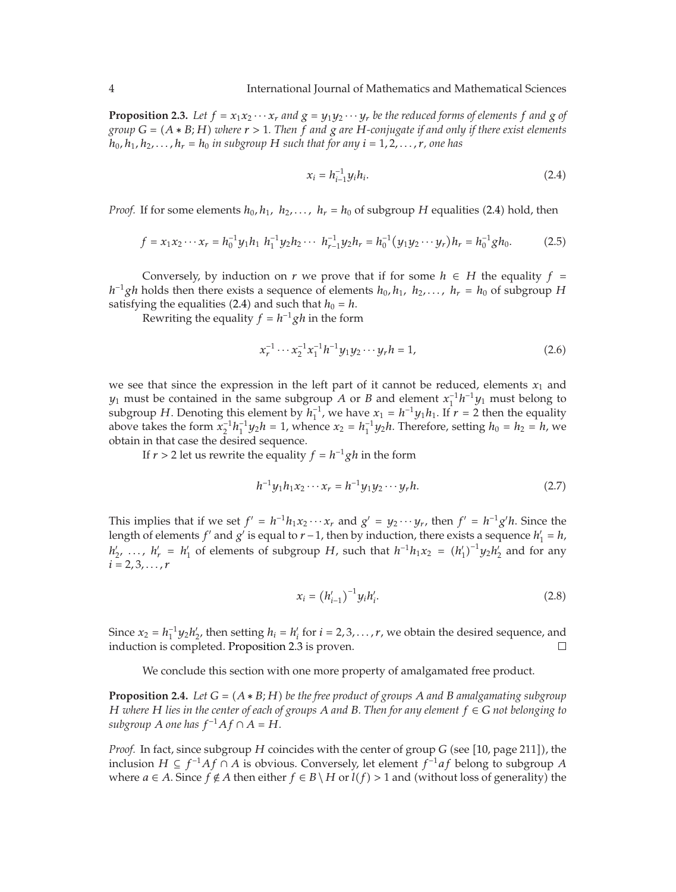**Proposition 2.3.** *Let $f = x_1 x_2 \cdots x_r$ and $g = y_1 y_2 \cdots y_r$ be the reduced forms of elements $f$ and $g$ of group $G = (A * B; H)$ where $r > 1$. Then $f$ and $g$ are $H$-conjugate if and only if there exist elements $h_0, h_1, h_2, \ldots, h_r = h_0$ in subgroup $H$ such that for any $i = 1, 2, \ldots, r$, one has*

$$x_i = h_{i-1}^{-1} y_i h_i. \tag{2.4}$$

*Proof.* If for some elements $h_0, h_1, h_2, \ldots, h_r = h_0$ of subgroup $H$ equalities (2.4) hold, then

$$f = x_1 x_2 \cdots x_r = h_0^{-1} y_1 h_1 \; h_1^{-1} y_2 h_2 \cdots \; h_{r-1}^{-1} y_2 h_r = h_0^{-1} (y_1 y_2 \cdots y_r) h_r = h_0^{-1} g h_0. \tag{2.5}$$

Conversely, by induction on $r$ we prove that if for some $h \in H$ the equality $f = h^{-1} g h$ holds then there exists a sequence of elements $h_0, h_1, h_2, \ldots, h_r = h_0$ of subgroup $H$ satisfying the equalities (2.4) and such that $h_0 = h$.

Rewriting the equality $f = h^{-1} g h$ in the form

$$x_r^{-1} \cdots x_2^{-1} x_1^{-1} h^{-1} y_1 y_2 \cdots y_r h = 1, \tag{2.6}$$

we see that since the expression in the left part of it cannot be reduced, elements $x_1$ and $y_1$ must be contained in the same subgroup $A$ or $B$ and element $x_1^{-1} h^{-1} y_1$ must belong to subgroup $H$. Denoting this element by $h_1^{-1}$, we have $x_1 = h^{-1} y_1 h_1$. If $r = 2$ then the equality above takes the form $x_2^{-1} h_1^{-1} y_2 h = 1$, whence $x_2 = h_1^{-1} y_2 h$. Therefore, setting $h_0 = h_2 = h$, we obtain in that case the desired sequence.

If $r > 2$ let us rewrite the equality $f = h^{-1} g h$ in the form

$$h^{-1} y_1 h_1 x_2 \cdots x_r = h^{-1} y_1 y_2 \cdots y_r h. \tag{2.7}$$

This implies that if we set $f' = h^{-1} h_1 x_2 \cdots x_r$ and $g' = y_2 \cdots y_r$, then $f' = h^{-1} g' h$. Since the length of elements $f'$ and $g'$ is equal to $r-1$, then by induction, there exists a sequence $h_1' = h$, $h_2', \ldots, h_r' = h_1'$ of elements of subgroup $H$, such that $h^{-1} h_1 x_2 = (h_1')^{-1} y_2 h_2'$ and for any $i = 2, 3, \ldots, r$

$$x_i = \left(h_{i-1}'\right)^{-1} y_i h_i'. \tag{2.8}$$

Since $x_2 = h_1^{-1} y_2 h_2'$, then setting $h_i = h_i'$ for $i = 2, 3, \ldots, r$, we obtain the desired sequence, and induction is completed. Proposition 2.3 is proven. □

We conclude this section with one more property of amalgamated free product.

**Proposition 2.4.** *Let $G = (A * B; H)$ be the free product of groups $A$ and $B$ amalgamating subgroup $H$ where $H$ lies in the center of each of groups $A$ and $B$. Then for any element $f \in G$ not belonging to subgroup $A$ one has $f^{-1} A f \cap A = H$.*

*Proof.* In fact, since subgroup $H$ coincides with the center of group $G$ (see [10, page 211]), the inclusion $H \subseteq f^{-1} A f \cap A$ is obvious. Conversely, let element $f^{-1} a f$ belong to subgroup $A$ where $a \in A$. Since $f \notin A$ then either $f \in B \setminus H$ or $l(f) > 1$ and (without loss of generality) the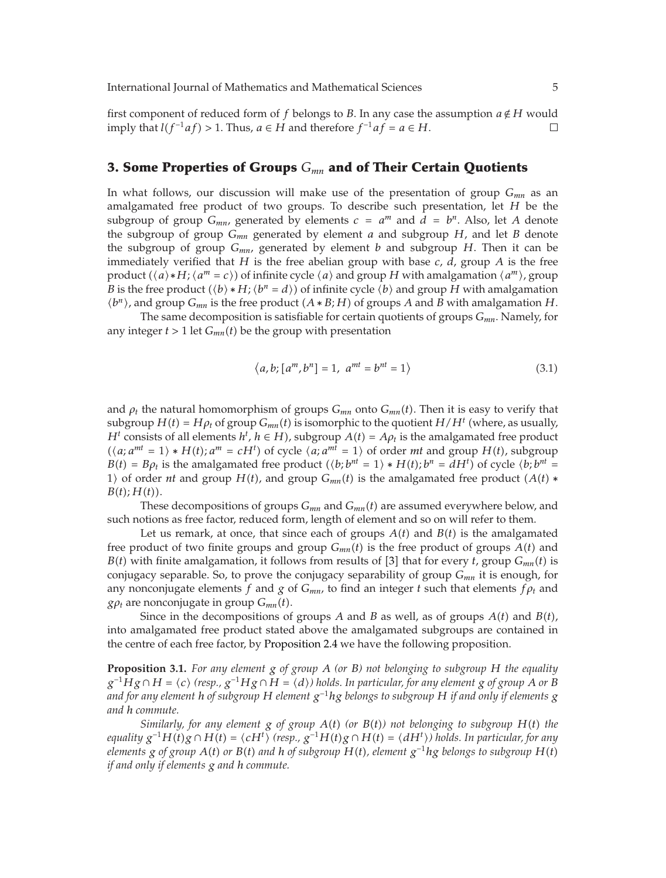first component of reduced form of $f$ belongs to $B$. In any case the assumption $a \notin H$ would imply that $l(f^{-1}af) > 1$. Thus, $a \in H$ and therefore $f^{-1}af = a \in H$. □

## 3. Some Properties of Groups $G_{mn}$ and of Their Certain Quotients

In what follows, our discussion will make use of the presentation of group $G_{mn}$ as an amalgamated free product of two groups. To describe such presentation, let $H$ be the subgroup of group $G_{mn}$, generated by elements $c = a^m$ and $d = b^n$. Also, let $A$ denote the subgroup of group $G_{mn}$ generated by element $a$ and subgroup $H$, and let $B$ denote the subgroup of group $G_{mn}$, generated by element $b$ and subgroup $H$. Then it can be immediately verified that $H$ is the free abelian group with base $c$, $d$, group $A$ is the free product $(\langle a \rangle * H; \langle a^m = c \rangle)$ of infinite cycle $\langle a \rangle$ and group $H$ with amalgamation $\langle a^m \rangle$, group $B$ is the free product $(\langle b \rangle * H; \langle b^n = d \rangle)$ of infinite cycle $\langle b \rangle$ and group $H$ with amalgamation $\langle b^n \rangle$, and group $G_{mn}$ is the free product $(A * B; H)$ of groups $A$ and $B$ with amalgamation $H$.

The same decomposition is satisfiable for certain quotients of groups $G_{mn}$. Namely, for any integer $t > 1$ let $G_{mn}(t)$ be the group with presentation

$$\langle a, b; [a^m, b^n] = 1,\ a^{mt} = b^{nt} = 1 \rangle \tag{3.1}$$

and $\rho_t$ the natural homomorphism of groups $G_{mn}$ onto $G_{mn}(t)$. Then it is easy to verify that subgroup $H(t) = H\rho_t$ of group $G_{mn}(t)$ is isomorphic to the quotient $H/H^t$ (where, as usually, $H^t$ consists of all elements $h^t$, $h \in H$), subgroup $A(t) = A\rho_t$ is the amalgamated free product $(\langle a; a^{mt} = 1 \rangle * H(t); a^m = cH^t)$ of cycle $\langle a; a^{mt} = 1 \rangle$ of order $mt$ and group $H(t)$, subgroup $B(t) = B\rho_t$ is the amalgamated free product $(\langle b; b^{nt} = 1 \rangle * H(t); b^n = dH^t)$ of cycle $\langle b; b^{nt} = 1 \rangle$ of order $nt$ and group $H(t)$, and group $G_{mn}(t)$ is the amalgamated free product $(A(t) * B(t); H(t))$.

These decompositions of groups $G_{mn}$ and $G_{mn}(t)$ are assumed everywhere below, and such notions as free factor, reduced form, length of element and so on will refer to them.

Let us remark, at once, that since each of groups $A(t)$ and $B(t)$ is the amalgamated free product of two finite groups and group $G_{mn}(t)$ is the free product of groups $A(t)$ and $B(t)$ with finite amalgamation, it follows from results of [3] that for every $t$, group $G_{mn}(t)$ is conjugacy separable. So, to prove the conjugacy separability of group $G_{mn}$ it is enough, for any nonconjugate elements $f$ and $g$ of $G_{mn}$, to find an integer $t$ such that elements $f\rho_t$ and $g\rho_t$ are nonconjugate in group $G_{mn}(t)$.

Since in the decompositions of groups $A$ and $B$ as well, as of groups $A(t)$ and $B(t)$, into amalgamated free product stated above the amalgamated subgroups are contained in the centre of each free factor, by Proposition 2.4 we have the following proposition.

**Proposition 3.1.** *For any element $g$ of group $A$ (or $B$) not belonging to subgroup $H$ the equality $g^{-1}Hg \cap H = \langle c \rangle$ (resp., $g^{-1}Hg \cap H = \langle d \rangle$) holds. In particular, for any element $g$ of group $A$ or $B$ and for any element $h$ of subgroup $H$ element $g^{-1}hg$ belongs to subgroup $H$ if and only if elements $g$ and $h$ commute.*

*Similarly, for any element $g$ of group $A(t)$ (or $B(t)$) not belonging to subgroup $H(t)$ the equality $g^{-1}H(t)g \cap H(t) = \langle cH^t \rangle$ (resp., $g^{-1}H(t)g \cap H(t) = \langle dH^t \rangle$) holds. In particular, for any elements $g$ of group $A(t)$ or $B(t)$ and $h$ of subgroup $H(t)$, element $g^{-1}hg$ belongs to subgroup $H(t)$ if and only if elements $g$ and $h$ commute.*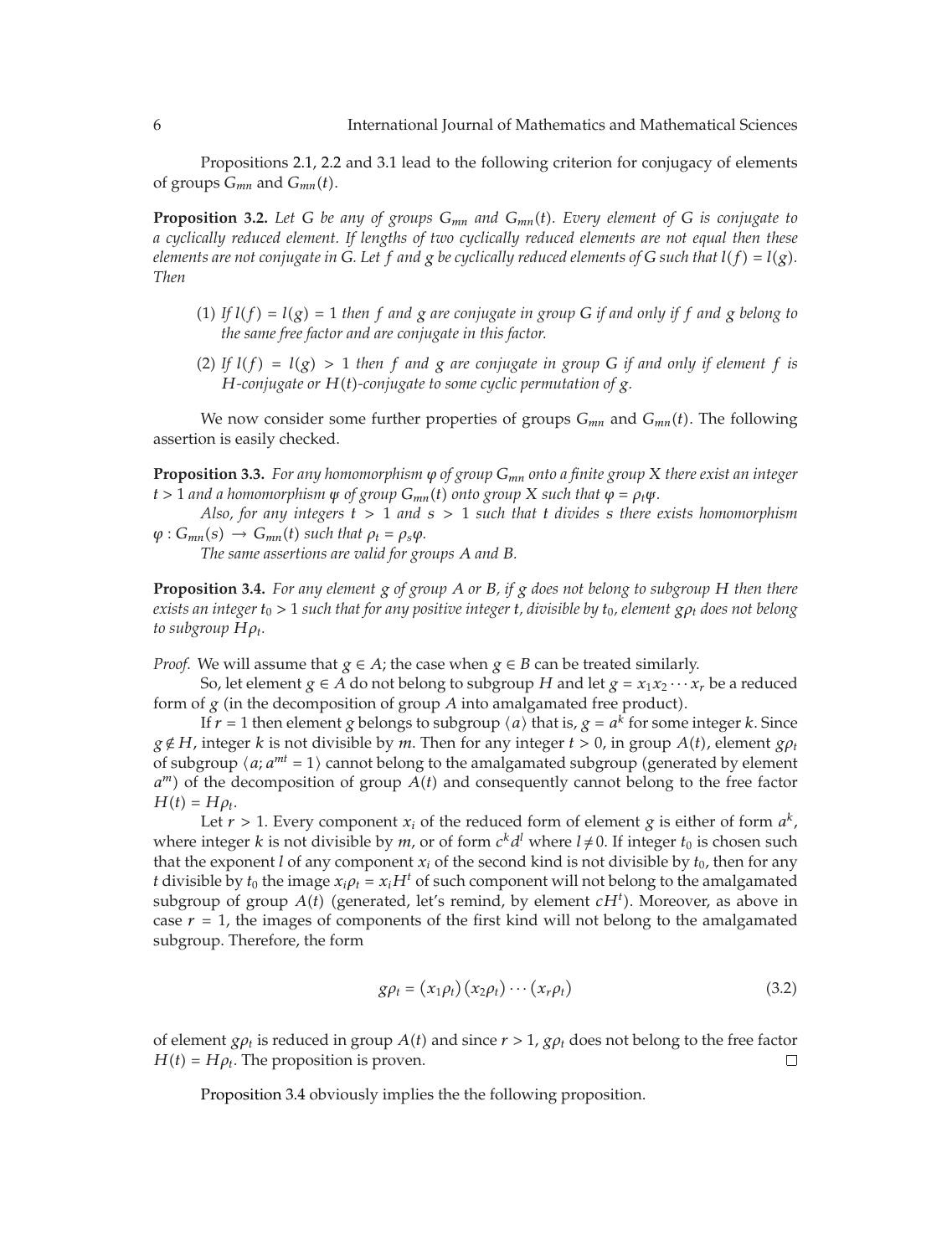Propositions 2.1, 2.2 and 3.1 lead to the following criterion for conjugacy of elements of groups $G_{mn}$ and $G_{mn}(t)$.

**Proposition 3.2.** *Let $G$ be any of groups $G_{mn}$ and $G_{mn}(t)$. Every element of $G$ is conjugate to a cyclically reduced element. If lengths of two cyclically reduced elements are not equal then these elements are not conjugate in $G$. Let $f$ and $g$ be cyclically reduced elements of $G$ such that $l(f) = l(g)$. Then*

(1) *If $l(f) = l(g) = 1$ then $f$ and $g$ are conjugate in group $G$ if and only if $f$ and $g$ belong to the same free factor and are conjugate in this factor.*

(2) *If $l(f) = l(g) > 1$ then $f$ and $g$ are conjugate in group $G$ if and only if element $f$ is $H$-conjugate or $H(t)$-conjugate to some cyclic permutation of $g$.*

We now consider some further properties of groups $G_{mn}$ and $G_{mn}(t)$. The following assertion is easily checked.

**Proposition 3.3.** *For any homomorphism $\varphi$ of group $G_{mn}$ onto a finite group $X$ there exist an integer $t > 1$ and a homomorphism $\psi$ of group $G_{mn}(t)$ onto group $X$ such that $\varphi = \rho_t\psi$.*

*Also, for any integers $t > 1$ and $s > 1$ such that $t$ divides $s$ there exists homomorphism $\varphi : G_{mn}(s) \to G_{mn}(t)$ such that $\rho_t = \rho_s\varphi$.*

*The same assertions are valid for groups $A$ and $B$.*

**Proposition 3.4.** *For any element $g$ of group $A$ or $B$, if $g$ does not belong to subgroup $H$ then there exists an integer $t_0 > 1$ such that for any positive integer $t$, divisible by $t_0$, element $g\rho_t$ does not belong to subgroup $H\rho_t$.*

*Proof.* We will assume that $g \in A$; the case when $g \in B$ can be treated similarly.

So, let element $g \in A$ do not belong to subgroup $H$ and let $g = x_1x_2 \cdots x_r$ be a reduced form of $g$ (in the decomposition of group $A$ into amalgamated free product).

If $r = 1$ then element $g$ belongs to subgroup $\langle a \rangle$ that is, $g = a^k$ for some integer $k$. Since $g \notin H$, integer $k$ is not divisible by $m$. Then for any integer $t > 0$, in group $A(t)$, element $g\rho_t$ of subgroup $\langle a; a^{mt} = 1\rangle$ cannot belong to the amalgamated subgroup (generated by element $a^m$) of the decomposition of group $A(t)$ and consequently cannot belong to the free factor $H(t) = H\rho_t$.

Let $r > 1$. Every component $x_i$ of the reduced form of element $g$ is either of form $a^k$, where integer $k$ is not divisible by $m$, or of form $c^kd^l$ where $l \neq 0$. If integer $t_0$ is chosen such that the exponent $l$ of any component $x_i$ of the second kind is not divisible by $t_0$, then for any $t$ divisible by $t_0$ the image $x_i\rho_t = x_iH^t$ of such component will not belong to the amalgamated subgroup of group $A(t)$ (generated, let's remind, by element $cH^t$). Moreover, as above in case $r = 1$, the images of components of the first kind will not belong to the amalgamated subgroup. Therefore, the form

$$g\rho_t = (x_1\rho_t)(x_2\rho_t)\cdots(x_r\rho_t) \tag{3.2}$$

of element $g\rho_t$ is reduced in group $A(t)$ and since $r > 1$, $g\rho_t$ does not belong to the free factor $H(t) = H\rho_t$. The proposition is proven. □

Proposition 3.4 obviously implies the the following proposition.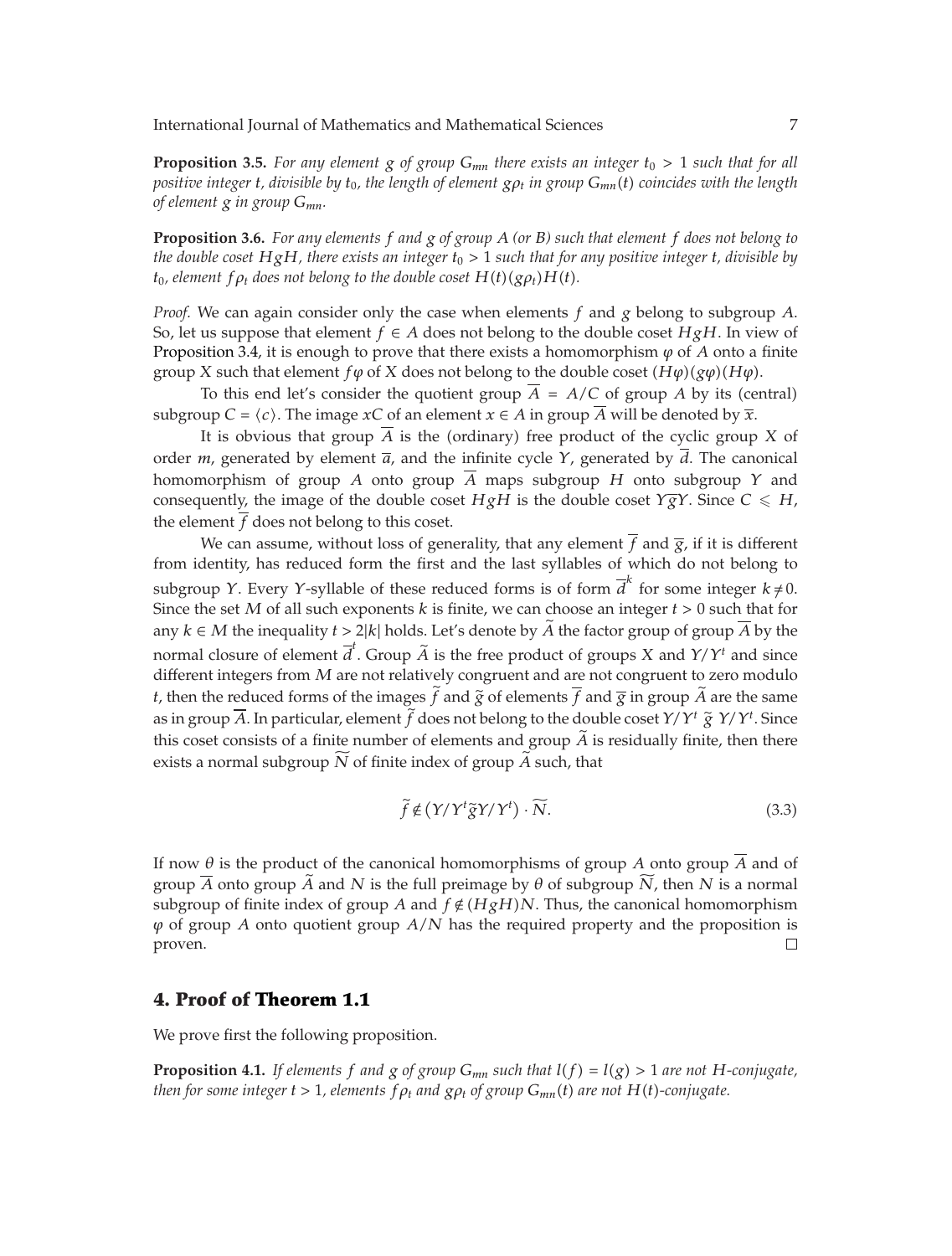**Proposition 3.5.** *For any element $g$ of group $G_{mn}$ there exists an integer $t_0 > 1$ such that for all positive integer $t$, divisible by $t_0$, the length of element $g\rho_t$ in group $G_{mn}(t)$ coincides with the length of element $g$ in group $G_{mn}$.*

**Proposition 3.6.** *For any elements $f$ and $g$ of group $A$ (or $B$) such that element $f$ does not belong to the double coset $HgH$, there exists an integer $t_0 > 1$ such that for any positive integer $t$, divisible by $t_0$, element $f\rho_t$ does not belong to the double coset $H(t)(g\rho_t)H(t)$.*

*Proof.* We can again consider only the case when elements $f$ and $g$ belong to subgroup $A$. So, let us suppose that element $f \in A$ does not belong to the double coset $HgH$. In view of Proposition 3.4, it is enough to prove that there exists a homomorphism $\varphi$ of $A$ onto a finite group $X$ such that element $f\varphi$ of $X$ does not belong to the double coset $(H\varphi)(g\varphi)(H\varphi)$.

To this end let's consider the quotient group $\overline{A} = A/C$ of group $A$ by its (central) subgroup $C = \langle c \rangle$. The image $xC$ of an element $x \in A$ in group $\overline{A}$ will be denoted by $\overline{x}$.

It is obvious that group $\overline{A}$ is the (ordinary) free product of the cyclic group $X$ of order $m$, generated by element $\overline{a}$, and the infinite cycle $Y$, generated by $\overline{d}$. The canonical homomorphism of group $A$ onto group $\overline{A}$ maps subgroup $H$ onto subgroup $Y$ and consequently, the image of the double coset $HgH$ is the double coset $Y\overline{g}Y$. Since $C \leqslant H$, the element $\overline{f}$ does not belong to this coset.

We can assume, without loss of generality, that any element $\overline{f}$ and $\overline{g}$, if it is different from identity, has reduced form the first and the last syllables of which do not belong to subgroup $Y$. Every $Y$-syllable of these reduced forms is of form $\overline{d}^k$ for some integer $k \neq 0$. Since the set $M$ of all such exponents $k$ is finite, we can choose an integer $t > 0$ such that for any $k \in M$ the inequality $t > 2|k|$ holds. Let's denote by $\widetilde{A}$ the factor group of group $\overline{A}$ by the normal closure of element $\overline{d}^t$. Group $\widetilde{A}$ is the free product of groups $X$ and $Y/Y^t$ and since different integers from $M$ are not relatively congruent and are not congruent to zero modulo $t$, then the reduced forms of the images $\widetilde{f}$ and $\widetilde{g}$ of elements $\overline{f}$ and $\overline{g}$ in group $\widetilde{A}$ are the same as in group $\overline{A}$. In particular, element $\widetilde{f}$ does not belong to the double coset $Y/Y^t\ \widetilde{g}\ Y/Y^t$. Since this coset consists of a finite number of elements and group $\widetilde{A}$ is residually finite, then there exists a normal subgroup $\widetilde{N}$ of finite index of group $\widetilde{A}$ such, that

$$\widetilde{f} \notin \left(Y/Y^t \widetilde{g} Y/Y^t\right) \cdot \widetilde{N}. \tag{3.3}$$

If now $\theta$ is the product of the canonical homomorphisms of group $A$ onto group $\overline{A}$ and of group $\overline{A}$ onto group $\widetilde{A}$ and $N$ is the full preimage by $\theta$ of subgroup $\widetilde{N}$, then $N$ is a normal subgroup of finite index of group $A$ and $f \notin (HgH)N$. Thus, the canonical homomorphism $\varphi$ of group $A$ onto quotient group $A/N$ has the required property and the proposition is proven. □

## 4. Proof of Theorem 1.1

We prove first the following proposition.

**Proposition 4.1.** *If elements $f$ and $g$ of group $G_{mn}$ such that $l(f) = l(g) > 1$ are not $H$-conjugate, then for some integer $t > 1$, elements $f\rho_t$ and $g\rho_t$ of group $G_{mn}(t)$ are not $H(t)$-conjugate.*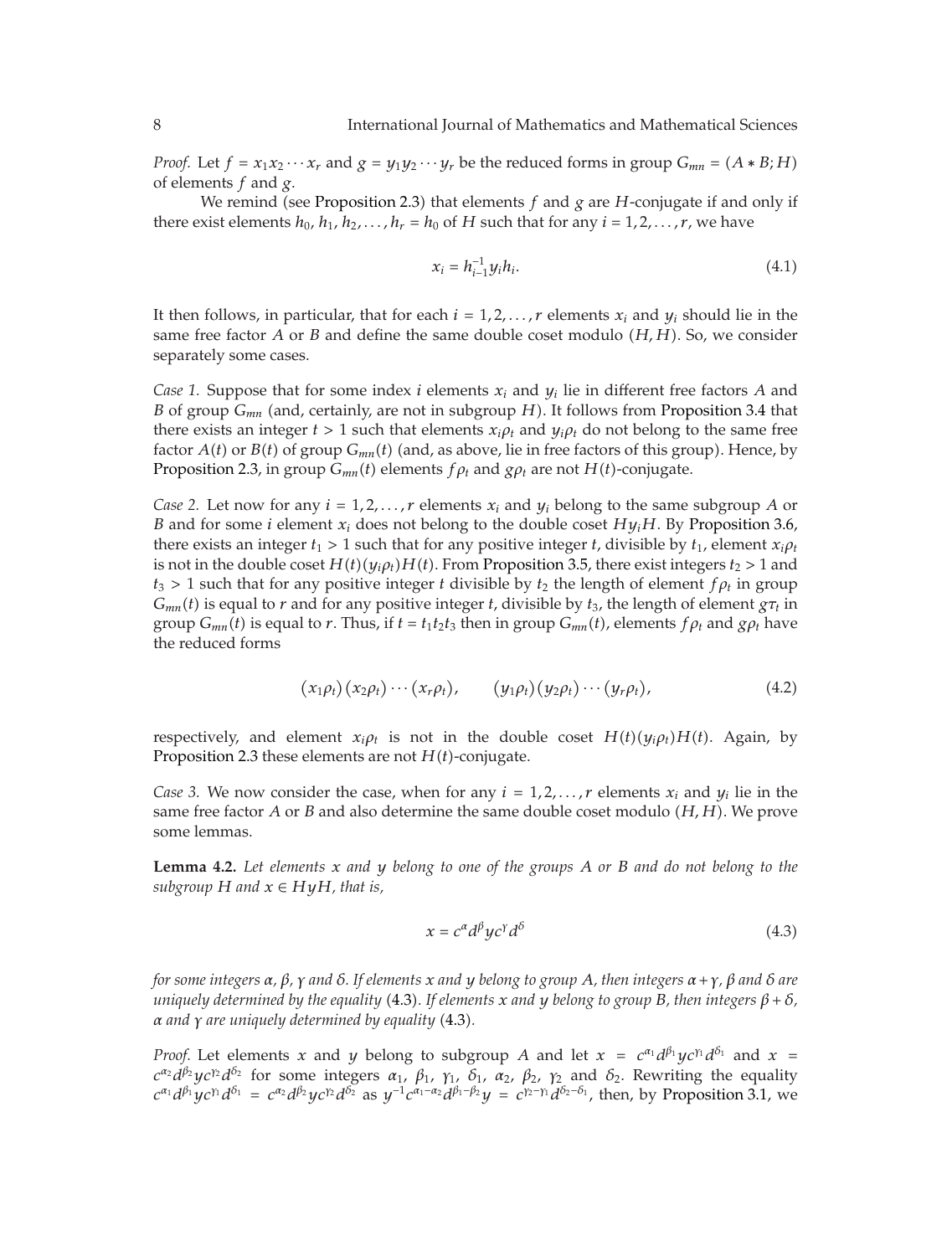*Proof.* Let $f = x_1x_2\cdots x_r$ and $g = y_1y_2\cdots y_r$ be the reduced forms in group $G_{mn} = (A * B; H)$ of elements $f$ and $g$.

We remind (see Proposition 2.3) that elements $f$ and $g$ are $H$-conjugate if and only if there exist elements $h_0, h_1, h_2, \ldots, h_r = h_0$ of $H$ such that for any $i = 1, 2, \ldots, r$, we have

$$x_i = h_{i-1}^{-1} y_i h_i. \tag{4.1}$$

It then follows, in particular, that for each $i = 1, 2, \ldots, r$ elements $x_i$ and $y_i$ should lie in the same free factor $A$ or $B$ and define the same double coset modulo $(H, H)$. So, we consider separately some cases.

*Case 1.* Suppose that for some index $i$ elements $x_i$ and $y_i$ lie in different free factors $A$ and $B$ of group $G_{mn}$ (and, certainly, are not in subgroup $H$). It follows from Proposition 3.4 that there exists an integer $t > 1$ such that elements $x_i\rho_t$ and $y_i\rho_t$ do not belong to the same free factor $A(t)$ or $B(t)$ of group $G_{mn}(t)$ (and, as above, lie in free factors of this group). Hence, by Proposition 2.3, in group $G_{mn}(t)$ elements $f\rho_t$ and $g\rho_t$ are not $H(t)$-conjugate.

*Case 2.* Let now for any $i = 1, 2, \ldots, r$ elements $x_i$ and $y_i$ belong to the same subgroup $A$ or $B$ and for some $i$ element $x_i$ does not belong to the double coset $Hy_iH$. By Proposition 3.6, there exists an integer $t_1 > 1$ such that for any positive integer $t$, divisible by $t_1$, element $x_i\rho_t$ is not in the double coset $H(t)(y_i\rho_t)H(t)$. From Proposition 3.5, there exist integers $t_2 > 1$ and $t_3 > 1$ such that for any positive integer $t$ divisible by $t_2$ the length of element $f\rho_t$ in group $G_{mn}(t)$ is equal to $r$ and for any positive integer $t$, divisible by $t_3$, the length of element $g\tau_t$ in group $G_{mn}(t)$ is equal to $r$. Thus, if $t = t_1t_2t_3$ then in group $G_{mn}(t)$, elements $f\rho_t$ and $g\rho_t$ have the reduced forms

$$(x_1\rho_t)(x_2\rho_t)\cdots(x_r\rho_t), \qquad (y_1\rho_t)(y_2\rho_t)\cdots(y_r\rho_t), \tag{4.2}$$

respectively, and element $x_i\rho_t$ is not in the double coset $H(t)(y_i\rho_t)H(t)$. Again, by Proposition 2.3 these elements are not $H(t)$-conjugate.

*Case 3.* We now consider the case, when for any $i = 1, 2, \ldots, r$ elements $x_i$ and $y_i$ lie in the same free factor $A$ or $B$ and also determine the same double coset modulo $(H, H)$. We prove some lemmas.

**Lemma 4.2.** *Let elements $x$ and $y$ belong to one of the groups $A$ or $B$ and do not belong to the subgroup $H$ and $x \in HyH$, that is,*

$$x = c^{\alpha} d^{\beta} y c^{\gamma} d^{\delta} \tag{4.3}$$

*for some integers $\alpha$, $\beta$, $\gamma$ and $\delta$. If elements $x$ and $y$ belong to group $A$, then integers $\alpha + \gamma$, $\beta$ and $\delta$ are uniquely determined by the equality* (4.3)*. If elements $x$ and $y$ belong to group $B$, then integers $\beta + \delta$, $\alpha$ and $\gamma$ are uniquely determined by equality* (4.3)*.*

*Proof.* Let elements $x$ and $y$ belong to subgroup $A$ and let $x = c^{\alpha_1} d^{\beta_1} y c^{\gamma_1} d^{\delta_1}$ and $x = c^{\alpha_2} d^{\beta_2} y c^{\gamma_2} d^{\delta_2}$ for some integers $\alpha_1$, $\beta_1$, $\gamma_1$, $\delta_1$, $\alpha_2$, $\beta_2$, $\gamma_2$ and $\delta_2$. Rewriting the equality $c^{\alpha_1} d^{\beta_1} y c^{\gamma_1} d^{\delta_1} = c^{\alpha_2} d^{\beta_2} y c^{\gamma_2} d^{\delta_2}$ as $y^{-1} c^{\alpha_1 - \alpha_2} d^{\beta_1 - \beta_2} y = c^{\gamma_2 - \gamma_1} d^{\delta_2 - \delta_1}$, then, by Proposition 3.1, we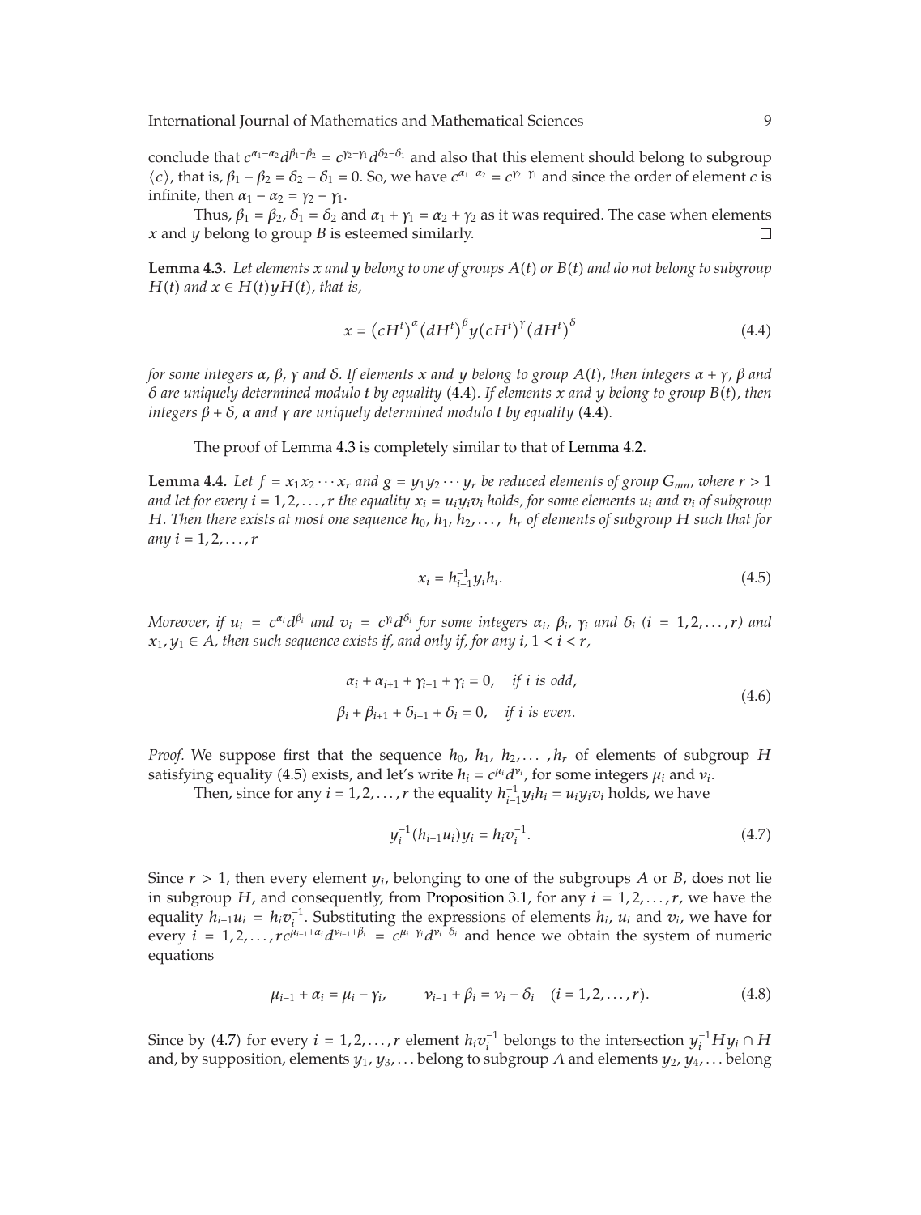conclude that $c^{\alpha_1-\alpha_2}d^{\beta_1-\beta_2} = c^{\gamma_2-\gamma_1}d^{\delta_2-\delta_1}$ and also that this element should belong to subgroup $\langle c\rangle$, that is, $\beta_1 - \beta_2 = \delta_2 - \delta_1 = 0$. So, we have $c^{\alpha_1-\alpha_2} = c^{\gamma_2-\gamma_1}$ and since the order of element $c$ is infinite, then $\alpha_1 - \alpha_2 = \gamma_2 - \gamma_1$.

Thus, $\beta_1 = \beta_2$, $\delta_1 = \delta_2$ and $\alpha_1 + \gamma_1 = \alpha_2 + \gamma_2$ as it was required. The case when elements $x$ and $y$ belong to group $B$ is esteemed similarly. □

**Lemma 4.3.** *Let elements $x$ and $y$ belong to one of groups $A(t)$ or $B(t)$ and do not belong to subgroup $H(t)$ and $x \in H(t)yH(t)$, that is,*

$$x = (cH^t)^{\alpha}(dH^t)^{\beta}y(cH^t)^{\gamma}(dH^t)^{\delta} \tag{4.4}$$

*for some integers $\alpha$, $\beta$, $\gamma$ and $\delta$. If elements $x$ and $y$ belong to group $A(t)$, then integers $\alpha+\gamma$, $\beta$ and $\delta$ are uniquely determined modulo $t$ by equality (4.4). If elements $x$ and $y$ belong to group $B(t)$, then integers $\beta+\delta$, $\alpha$ and $\gamma$ are uniquely determined modulo $t$ by equality (4.4).*

The proof of Lemma 4.3 is completely similar to that of Lemma 4.2.

**Lemma 4.4.** *Let $f = x_1x_2\cdots x_r$ and $g = y_1y_2\cdots y_r$ be reduced elements of group $G_{mn}$, where $r > 1$ and let for every $i = 1, 2, \ldots, r$ the equality $x_i = u_iy_iv_i$ holds, for some elements $u_i$ and $v_i$ of subgroup $H$. Then there exists at most one sequence $h_0, h_1, h_2, \ldots, h_r$ of elements of subgroup $H$ such that for any $i = 1, 2, \ldots, r$*

$$x_i = h_{i-1}^{-1}y_ih_i. \tag{4.5}$$

*Moreover, if $u_i = c^{\alpha_i}d^{\beta_i}$ and $v_i = c^{\gamma_i}d^{\delta_i}$ for some integers $\alpha_i$, $\beta_i$, $\gamma_i$ and $\delta_i$ ($i = 1, 2, \ldots, r$) and $x_1, y_1 \in A$, then such sequence exists if, and only if, for any $i$, $1 < i < r$,*

$$\begin{aligned} \alpha_i + \alpha_{i+1} + \gamma_{i-1} + \gamma_i = 0, &\quad \text{if } i \text{ is odd}, \\ \beta_i + \beta_{i+1} + \delta_{i-1} + \delta_i = 0, &\quad \text{if } i \text{ is even}. \end{aligned} \tag{4.6}$$

*Proof.* We suppose first that the sequence $h_0, h_1, h_2, \ldots, h_r$ of elements of subgroup $H$ satisfying equality (4.5) exists, and let's write $h_i = c^{\mu_i}d^{\nu_i}$, for some integers $\mu_i$ and $\nu_i$.

Then, since for any $i = 1, 2, \ldots, r$ the equality $h_{i-1}^{-1}y_ih_i = u_iy_iv_i$ holds, we have

$$y_i^{-1}(h_{i-1}u_i)y_i = h_iv_i^{-1}. \tag{4.7}$$

Since $r > 1$, then every element $y_i$, belonging to one of the subgroups $A$ or $B$, does not lie in subgroup $H$, and consequently, from Proposition 3.1, for any $i = 1, 2, \ldots, r$, we have the equality $h_{i-1}u_i = h_iv_i^{-1}$. Substituting the expressions of elements $h_i$, $u_i$ and $v_i$, we have for every $i = 1, 2, \ldots, r$ $c^{\mu_{i-1}+\alpha_i}d^{\nu_{i-1}+\beta_i} = c^{\mu_i-\gamma_i}d^{\nu_i-\delta_i}$ and hence we obtain the system of numeric equations

$$\mu_{i-1} + \alpha_i = \mu_i - \gamma_i, \qquad \nu_{i-1} + \beta_i = \nu_i - \delta_i \quad (i = 1, 2, \ldots, r). \tag{4.8}$$

Since by (4.7) for every $i = 1, 2, \ldots, r$ element $h_iv_i^{-1}$ belongs to the intersection $y_i^{-1}Hy_i \cap H$ and, by supposition, elements $y_1, y_3, \ldots$ belong to subgroup $A$ and elements $y_2, y_4, \ldots$ belong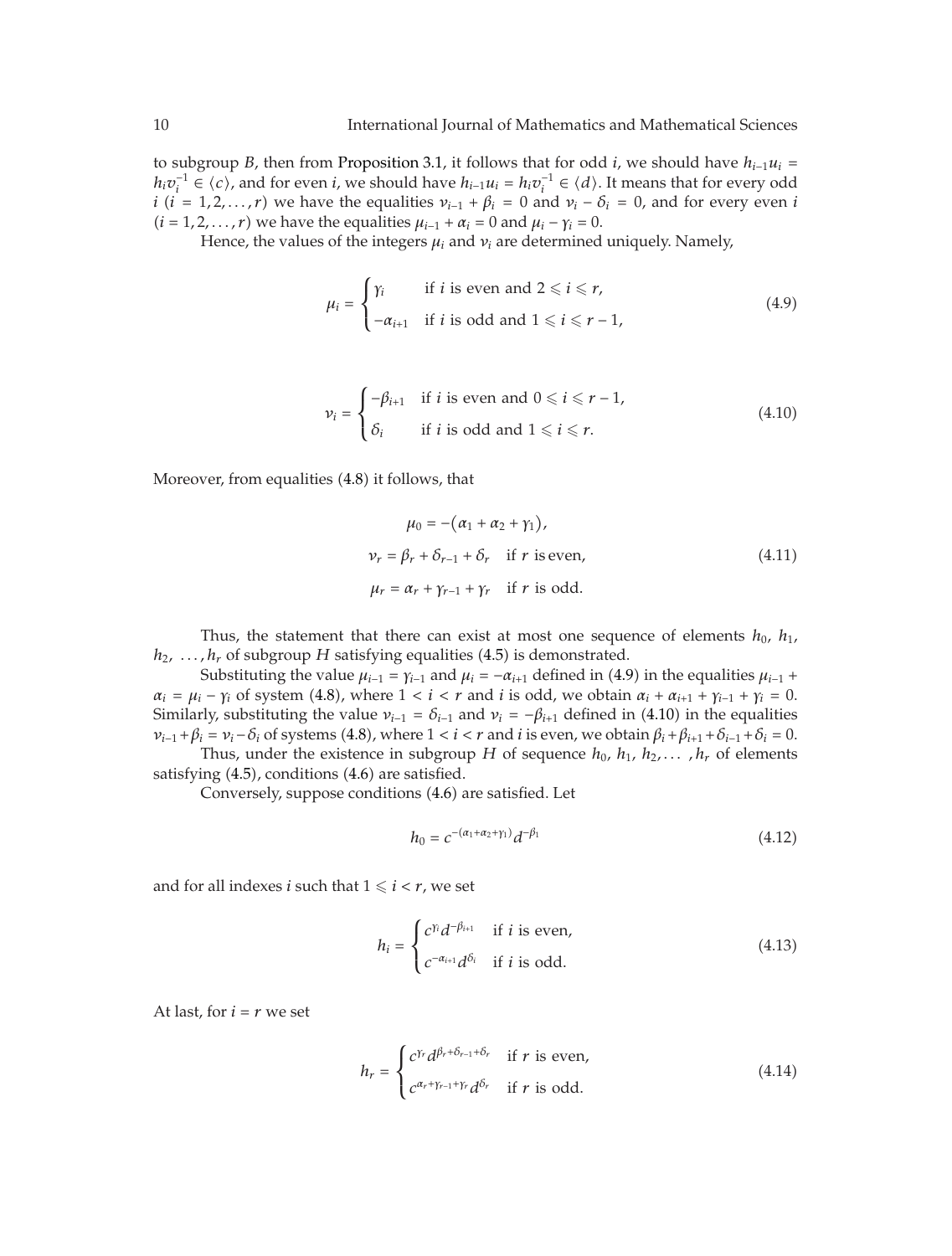to subgroup $B$, then from Proposition 3.1, it follows that for odd $i$, we should have $h_{i-1}u_i = h_i v_i^{-1} \in \langle c \rangle$, and for even $i$, we should have $h_{i-1}u_i = h_i v_i^{-1} \in \langle d \rangle$. It means that for every odd $i$ ($i = 1, 2, \ldots, r$) we have the equalities $\nu_{i-1} + \beta_i = 0$ and $\nu_i - \delta_i = 0$, and for every even $i$ ($i = 1, 2, \ldots, r$) we have the equalities $\mu_{i-1} + \alpha_i = 0$ and $\mu_i - \gamma_i = 0$.

Hence, the values of the integers $\mu_i$ and $\nu_i$ are determined uniquely. Namely,

$$\mu_i = \begin{cases} \gamma_i & \text{if } i \text{ is even and } 2 \leqslant i \leqslant r, \\ -\alpha_{i+1} & \text{if } i \text{ is odd and } 1 \leqslant i \leqslant r-1, \end{cases} \tag{4.9}$$

$$\nu_i = \begin{cases} -\beta_{i+1} & \text{if } i \text{ is even and } 0 \leqslant i \leqslant r-1, \\ \delta_i & \text{if } i \text{ is odd and } 1 \leqslant i \leqslant r. \end{cases} \tag{4.10}$$

Moreover, from equalities (4.8) it follows, that

$$\begin{aligned} \mu_0 &= -(\alpha_1 + \alpha_2 + \gamma_1), \\ \nu_r &= \beta_r + \delta_{r-1} + \delta_r \quad \text{if } r \text{ is even}, \\ \mu_r &= \alpha_r + \gamma_{r-1} + \gamma_r \quad \text{if } r \text{ is odd}. \end{aligned} \tag{4.11}$$

Thus, the statement that there can exist at most one sequence of elements $h_0$, $h_1$, $h_2$, $\ldots, h_r$ of subgroup $H$ satisfying equalities (4.5) is demonstrated.

Substituting the value $\mu_{i-1} = \gamma_{i-1}$ and $\mu_i = -\alpha_{i+1}$ defined in (4.9) in the equalities $\mu_{i-1} + \alpha_i = \mu_i - \gamma_i$ of system (4.8), where $1 < i < r$ and $i$ is odd, we obtain $\alpha_i + \alpha_{i+1} + \gamma_{i-1} + \gamma_i = 0$. Similarly, substituting the value $\nu_{i-1} = \delta_{i-1}$ and $\nu_i = -\beta_{i+1}$ defined in (4.10) in the equalities $\nu_{i-1} + \beta_i = \nu_i - \delta_i$ of systems (4.8), where $1 < i < r$ and $i$ is even, we obtain $\beta_i + \beta_{i+1} + \delta_{i-1} + \delta_i = 0$.

Thus, under the existence in subgroup $H$ of sequence $h_0$, $h_1$, $h_2, \ldots, h_r$ of elements satisfying (4.5), conditions (4.6) are satisfied.

Conversely, suppose conditions (4.6) are satisfied. Let

$$h_0 = c^{-(\alpha_1 + \alpha_2 + \gamma_1)} d^{-\beta_1} \tag{4.12}$$

and for all indexes $i$ such that $1 \leqslant i < r$, we set

$$h_i = \begin{cases} c^{\gamma_i} d^{-\beta_{i+1}} & \text{if } i \text{ is even}, \\ c^{-\alpha_{i+1}} d^{\delta_i} & \text{if } i \text{ is odd}. \end{cases} \tag{4.13}$$

At last, for $i = r$ we set

$$h_r = \begin{cases} c^{\gamma_r} d^{\beta_r + \delta_{r-1} + \delta_r} & \text{if } r \text{ is even}, \\ c^{\alpha_r + \gamma_{r-1} + \gamma_r} d^{\delta_r} & \text{if } r \text{ is odd}. \end{cases} \tag{4.14}$$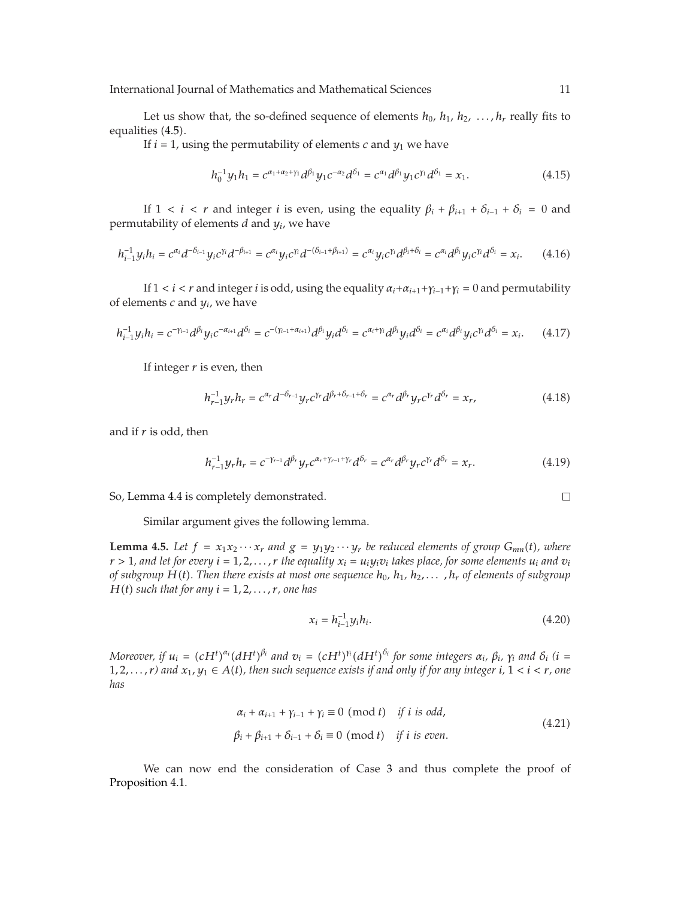Let us show that, the so-defined sequence of elements $h_0, h_1, h_2, \ldots, h_r$ really fits to equalities (4.5).

If $i = 1$, using the permutability of elements $c$ and $y_1$ we have

$$h_0^{-1} y_1 h_1 = c^{\alpha_1+\alpha_2+\gamma_1} d^{\beta_1} y_1 c^{-\alpha_2} d^{\delta_1} = c^{\alpha_1} d^{\beta_1} y_1 c^{\gamma_1} d^{\delta_1} = x_1. \tag{4.15}$$

If $1 < i < r$ and integer $i$ is even, using the equality $\beta_i + \beta_{i+1} + \delta_{i-1} + \delta_i = 0$ and permutability of elements $d$ and $y_i$, we have

$$h_{i-1}^{-1} y_i h_i = c^{\alpha_i} d^{-\delta_{i-1}} y_i c^{\gamma_i} d^{-\beta_{i+1}} = c^{\alpha_i} y_i c^{\gamma_i} d^{-(\delta_{i-1}+\beta_{i+1})} = c^{\alpha_i} y_i c^{\gamma_i} d^{\beta_i+\delta_i} = c^{\alpha_i} d^{\beta_i} y_i c^{\gamma_i} d^{\delta_i} = x_i. \tag{4.16}$$

If $1 < i < r$ and integer $i$ is odd, using the equality $\alpha_i+\alpha_{i+1}+\gamma_{i-1}+\gamma_i = 0$ and permutability of elements $c$ and $y_i$, we have

$$h_{i-1}^{-1} y_i h_i = c^{-\gamma_{i-1}} d^{\beta_i} y_i c^{-\alpha_{i+1}} d^{\delta_i} = c^{-(\gamma_{i-1}+\alpha_{i+1})} d^{\beta_i} y_i d^{\delta_i} = c^{\alpha_i+\gamma_i} d^{\beta_i} y_i d^{\delta_i} = c^{\alpha_i} d^{\beta_i} y_i c^{\gamma_i} d^{\delta_i} = x_i. \tag{4.17}$$

If integer $r$ is even, then

$$h_{r-1}^{-1} y_r h_r = c^{\alpha_r} d^{-\delta_{r-1}} y_r c^{\gamma_r} d^{\beta_r+\delta_{r-1}+\delta_r} = c^{\alpha_r} d^{\beta_r} y_r c^{\gamma_r} d^{\delta_r} = x_r, \tag{4.18}$$

and if $r$ is odd, then

$$h_{r-1}^{-1} y_r h_r = c^{-\gamma_{r-1}} d^{\beta_r} y_r c^{\alpha_r+\gamma_{r-1}+\gamma_r} d^{\delta_r} = c^{\alpha_r} d^{\beta_r} y_r c^{\gamma_r} d^{\delta_r} = x_r. \tag{4.19}$$

So, Lemma 4.4 is completely demonstrated. □

Similar argument gives the following lemma.

**Lemma 4.5.** *Let $f = x_1 x_2 \cdots x_r$ and $g = y_1 y_2 \cdots y_r$ be reduced elements of group $G_{mn}(t)$, where $r > 1$, and let for every $i = 1, 2, \ldots, r$ the equality $x_i = u_i y_i v_i$ takes place, for some elements $u_i$ and $v_i$ of subgroup $H(t)$. Then there exists at most one sequence $h_0, h_1, h_2, \ldots, h_r$ of elements of subgroup $H(t)$ such that for any $i = 1, 2, \ldots, r$, one has*

$$x_i = h_{i-1}^{-1} y_i h_i. \tag{4.20}$$

*Moreover, if $u_i = (cH^t)^{\alpha_i} (dH^t)^{\beta_i}$ and $v_i = (cH^t)^{\gamma_i} (dH^t)^{\delta_i}$ for some integers $\alpha_i$, $\beta_i$, $\gamma_i$ and $\delta_i$ ($i = 1, 2, \ldots, r$) and $x_1, y_1 \in A(t)$, then such sequence exists if and only if for any integer $i$, $1 < i < r$, one has*

$$\begin{aligned} &\alpha_i + \alpha_{i+1} + \gamma_{i-1} + \gamma_i \equiv 0 \pmod{t} \quad \text{if } i \text{ is odd}, \\ &\beta_i + \beta_{i+1} + \delta_{i-1} + \delta_i \equiv 0 \pmod{t} \quad \text{if } i \text{ is even}. \end{aligned} \tag{4.21}$$

We can now end the consideration of Case 3 and thus complete the proof of Proposition 4.1.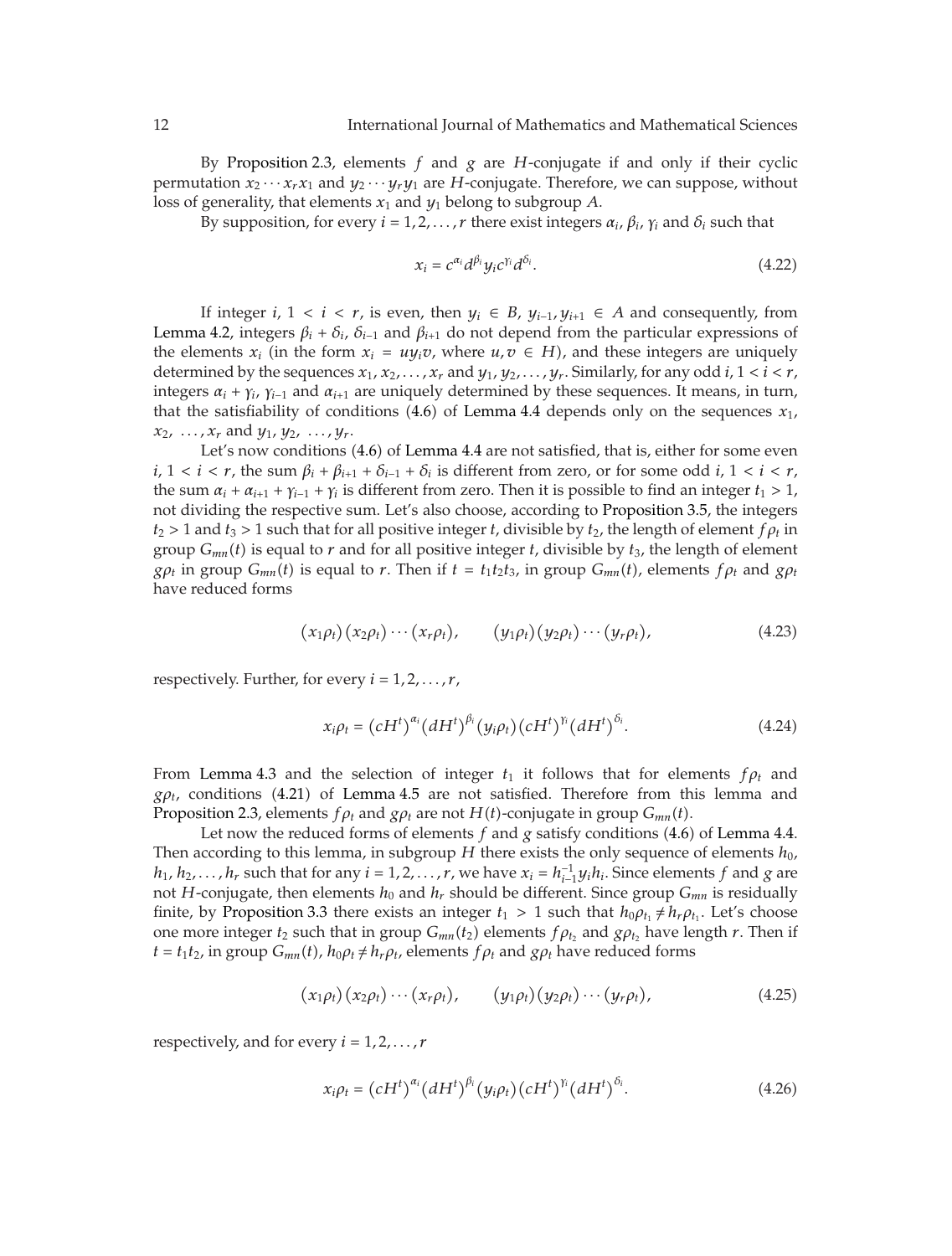By Proposition 2.3, elements $f$ and $g$ are $H$-conjugate if and only if their cyclic permutation $x_2 \cdots x_r x_1$ and $y_2 \cdots y_r y_1$ are $H$-conjugate. Therefore, we can suppose, without loss of generality, that elements $x_1$ and $y_1$ belong to subgroup $A$.

By supposition, for every $i = 1, 2, \ldots, r$ there exist integers $\alpha_i$, $\beta_i$, $\gamma_i$ and $\delta_i$ such that

$$x_i = c^{\alpha_i} d^{\beta_i} y_i c^{\gamma_i} d^{\delta_i}. \tag{4.22}$$

If integer $i$, $1 < i < r$, is even, then $y_i \in B$, $y_{i-1}, y_{i+1} \in A$ and consequently, from Lemma 4.2, integers $\beta_i + \delta_i$, $\delta_{i-1}$ and $\beta_{i+1}$ do not depend from the particular expressions of the elements $x_i$ (in the form $x_i = u y_i v$, where $u, v \in H$), and these integers are uniquely determined by the sequences $x_1, x_2, \ldots, x_r$ and $y_1, y_2, \ldots, y_r$. Similarly, for any odd $i$, $1 < i < r$, integers $\alpha_i + \gamma_i$, $\gamma_{i-1}$ and $\alpha_{i+1}$ are uniquely determined by these sequences. It means, in turn, that the satisfiability of conditions (4.6) of Lemma 4.4 depends only on the sequences $x_1$, $x_2$, $\ldots, x_r$ and $y_1$, $y_2$, $\ldots, y_r$.

Let's now conditions (4.6) of Lemma 4.4 are not satisfied, that is, either for some even $i$, $1 < i < r$, the sum $\beta_i + \beta_{i+1} + \delta_{i-1} + \delta_i$ is different from zero, or for some odd $i$, $1 < i < r$, the sum $\alpha_i + \alpha_{i+1} + \gamma_{i-1} + \gamma_i$ is different from zero. Then it is possible to find an integer $t_1 > 1$, not dividing the respective sum. Let's also choose, according to Proposition 3.5, the integers $t_2 > 1$ and $t_3 > 1$ such that for all positive integer $t$, divisible by $t_2$, the length of element $f\rho_t$ in group $G_{mn}(t)$ is equal to $r$ and for all positive integer $t$, divisible by $t_3$, the length of element $g\rho_t$ in group $G_{mn}(t)$ is equal to $r$. Then if $t = t_1 t_2 t_3$, in group $G_{mn}(t)$, elements $f\rho_t$ and $g\rho_t$ have reduced forms

$$(x_1\rho_t)(x_2\rho_t)\cdots(x_r\rho_t), \qquad (y_1\rho_t)(y_2\rho_t)\cdots(y_r\rho_t), \tag{4.23}$$

respectively. Further, for every $i = 1, 2, \ldots, r$,

$$x_i\rho_t = (cH^t)^{\alpha_i}(dH^t)^{\beta_i}(y_i\rho_t)(cH^t)^{\gamma_i}(dH^t)^{\delta_i}. \tag{4.24}$$

From Lemma 4.3 and the selection of integer $t_1$ it follows that for elements $f\rho_t$ and $g\rho_t$, conditions (4.21) of Lemma 4.5 are not satisfied. Therefore from this lemma and Proposition 2.3, elements $f\rho_t$ and $g\rho_t$ are not $H(t)$-conjugate in group $G_{mn}(t)$.

Let now the reduced forms of elements $f$ and $g$ satisfy conditions (4.6) of Lemma 4.4. Then according to this lemma, in subgroup $H$ there exists the only sequence of elements $h_0$, $h_1, h_2, \ldots, h_r$ such that for any $i = 1, 2, \ldots, r$, we have $x_i = h_{i-1}^{-1} y_i h_i$. Since elements $f$ and $g$ are not $H$-conjugate, then elements $h_0$ and $h_r$ should be different. Since group $G_{mn}$ is residually finite, by Proposition 3.3 there exists an integer $t_1 > 1$ such that $h_0\rho_{t_1} \neq h_r\rho_{t_1}$. Let's choose one more integer $t_2$ such that in group $G_{mn}(t_2)$ elements $f\rho_{t_2}$ and $g\rho_{t_2}$ have length $r$. Then if $t = t_1 t_2$, in group $G_{mn}(t)$, $h_0\rho_t \neq h_r\rho_t$, elements $f\rho_t$ and $g\rho_t$ have reduced forms

$$(x_1\rho_t)(x_2\rho_t)\cdots(x_r\rho_t), \qquad (y_1\rho_t)(y_2\rho_t)\cdots(y_r\rho_t), \tag{4.25}$$

respectively, and for every $i = 1, 2, \ldots, r$

$$x_i\rho_t = (cH^t)^{\alpha_i}(dH^t)^{\beta_i}(y_i\rho_t)(cH^t)^{\gamma_i}(dH^t)^{\delta_i}. \tag{4.26}$$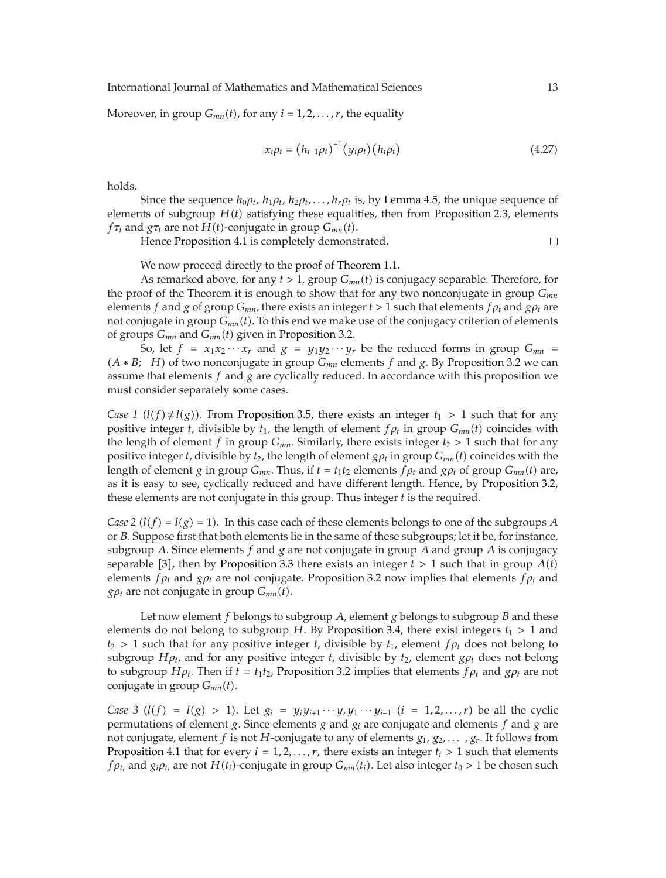Moreover, in group $G_{mn}(t)$, for any $i = 1, 2, \ldots, r$, the equality

$$x_i\rho_t = (h_{i-1}\rho_t)^{-1}(y_i\rho_t)(h_i\rho_t) \tag{4.27}$$

holds.

Since the sequence $h_0\rho_t, h_1\rho_t, h_2\rho_t, \ldots, h_r\rho_t$ is, by Lemma 4.5, the unique sequence of elements of subgroup $H(t)$ satisfying these equalities, then from Proposition 2.3, elements $f\tau_t$ and $g\tau_t$ are not $H(t)$-conjugate in group $G_{mn}(t)$.

Hence Proposition 4.1 is completely demonstrated. □

We now proceed directly to the proof of Theorem 1.1.

As remarked above, for any $t > 1$, group $G_{mn}(t)$ is conjugacy separable. Therefore, for the proof of the Theorem it is enough to show that for any two nonconjugate in group $G_{mn}$ elements $f$ and $g$ of group $G_{mn}$, there exists an integer $t > 1$ such that elements $f\rho_t$ and $g\rho_t$ are not conjugate in group $G_{mn}(t)$. To this end we make use of the conjugacy criterion of elements of groups $G_{mn}$ and $G_{mn}(t)$ given in Proposition 3.2.

So, let $f = x_1x_2\cdots x_r$ and $g = y_1y_2\cdots y_r$ be the reduced forms in group $G_{mn} = (A * B;\ \ H)$ of two nonconjugate in group $G_{mn}$ elements $f$ and $g$. By Proposition 3.2 we can assume that elements $f$ and $g$ are cyclically reduced. In accordance with this proposition we must consider separately some cases.

*Case 1* ($l(f) \neq l(g)$). From Proposition 3.5, there exists an integer $t_1 > 1$ such that for any positive integer $t$, divisible by $t_1$, the length of element $f\rho_t$ in group $G_{mn}(t)$ coincides with the length of element $f$ in group $G_{mn}$. Similarly, there exists integer $t_2 > 1$ such that for any positive integer $t$, divisible by $t_2$, the length of element $g\rho_t$ in group $G_{mn}(t)$ coincides with the length of element $g$ in group $G_{mn}$. Thus, if $t = t_1t_2$ elements $f\rho_t$ and $g\rho_t$ of group $G_{mn}(t)$ are, as it is easy to see, cyclically reduced and have different length. Hence, by Proposition 3.2, these elements are not conjugate in this group. Thus integer $t$ is the required.

*Case 2* ($l(f) = l(g) = 1$). In this case each of these elements belongs to one of the subgroups $A$ or $B$. Suppose first that both elements lie in the same of these subgroups; let it be, for instance, subgroup $A$. Since elements $f$ and $g$ are not conjugate in group $A$ and group $A$ is conjugacy separable [3], then by Proposition 3.3 there exists an integer $t > 1$ such that in group $A(t)$ elements $f\rho_t$ and $g\rho_t$ are not conjugate. Proposition 3.2 now implies that elements $f\rho_t$ and $g\rho_t$ are not conjugate in group $G_{mn}(t)$.

Let now element $f$ belongs to subgroup $A$, element $g$ belongs to subgroup $B$ and these elements do not belong to subgroup $H$. By Proposition 3.4, there exist integers $t_1 > 1$ and $t_2 > 1$ such that for any positive integer $t$, divisible by $t_1$, element $f\rho_t$ does not belong to subgroup $H\rho_t$, and for any positive integer $t$, divisible by $t_2$, element $g\rho_t$ does not belong to subgroup $H\rho_t$. Then if $t = t_1t_2$, Proposition 3.2 implies that elements $f\rho_t$ and $g\rho_t$ are not conjugate in group $G_{mn}(t)$.

*Case 3* ($l(f) = l(g) > 1$). Let $g_i = y_iy_{i+1}\cdots y_ry_1\cdots y_{i-1}$ ($i = 1, 2, \ldots, r$) be all the cyclic permutations of element $g$. Since elements $g$ and $g_i$ are conjugate and elements $f$ and $g$ are not conjugate, element $f$ is not $H$-conjugate to any of elements $g_1, g_2, \ldots, g_r$. It follows from Proposition 4.1 that for every $i = 1, 2, \ldots, r$, there exists an integer $t_i > 1$ such that elements $f\rho_{t_i}$ and $g_i\rho_{t_i}$ are not $H(t_i)$-conjugate in group $G_{mn}(t_i)$. Let also integer $t_0 > 1$ be chosen such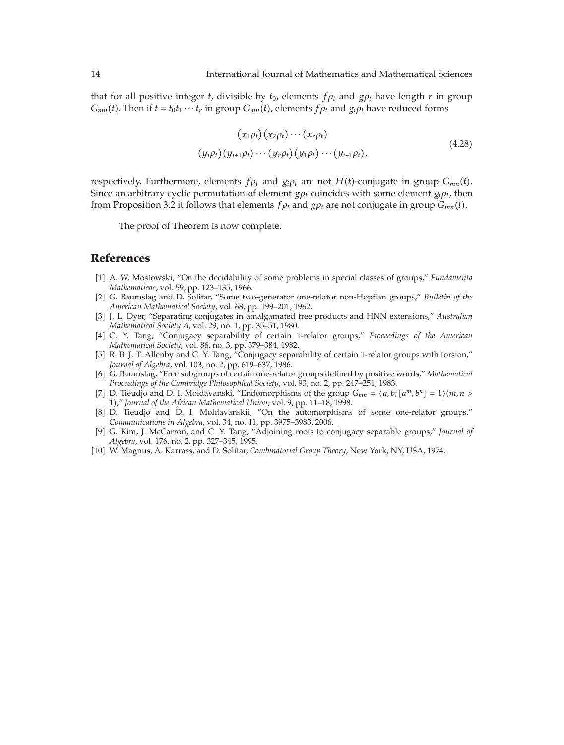that for all positive integer $t$, divisible by $t_0$, elements $f\rho_t$ and $g\rho_t$ have length $r$ in group $G_{mn}(t)$. Then if $t = t_0 t_1 \cdots t_r$ in group $G_{mn}(t)$, elements $f\rho_t$ and $g_i\rho_t$ have reduced forms

$$
\begin{gathered}
(x_1\rho_t)(x_2\rho_t)\cdots(x_r\rho_t) \\
(y_i\rho_t)(y_{i+1}\rho_t)\cdots(y_r\rho_t)(y_1\rho_t)\cdots(y_{i-1}\rho_t),
\end{gathered}
\tag{4.28}
$$

respectively. Furthermore, elements $f\rho_t$ and $g_i\rho_t$ are not $H(t)$-conjugate in group $G_{mn}(t)$. Since an arbitrary cyclic permutation of element $g\rho_t$ coincides with some element $g_i\rho_t$, then from Proposition 3.2 it follows that elements $f\rho_t$ and $g\rho_t$ are not conjugate in group $G_{mn}(t)$.

The proof of Theorem is now complete.

## References

[1] A. W. Mostowski, "On the decidability of some problems in special classes of groups," *Fundamenta Mathematicae*, vol. 59, pp. 123–135, 1966.

[2] G. Baumslag and D. Solitar, "Some two-generator one-relator non-Hopfian groups," *Bulletin of the American Mathematical Society*, vol. 68, pp. 199–201, 1962.

[3] J. L. Dyer, "Separating conjugates in amalgamated free products and HNN extensions," *Australian Mathematical Society A*, vol. 29, no. 1, pp. 35–51, 1980.

[4] C. Y. Tang, "Conjugacy separability of certain 1-relator groups," *Proceedings of the American Mathematical Society*, vol. 86, no. 3, pp. 379–384, 1982.

[5] R. B. J. T. Allenby and C. Y. Tang, "Conjugacy separability of certain 1-relator groups with torsion," *Journal of Algebra*, vol. 103, no. 2, pp. 619–637, 1986.

[6] G. Baumslag, "Free subgroups of certain one-relator groups defined by positive words," *Mathematical Proceedings of the Cambridge Philosophical Society*, vol. 93, no. 2, pp. 247–251, 1983.

[7] D. Tieudjo and D. I. Moldavanski, "Endomorphisms of the group $G_{mn} = \langle a, b; [a^m, b^n] = 1\rangle (m, n > 1)$," *Journal of the African Mathematical Union*, vol. 9, pp. 11–18, 1998.

[8] D. Tieudjo and D. I. Moldavanskii, "On the automorphisms of some one-relator groups," *Communications in Algebra*, vol. 34, no. 11, pp. 3975–3983, 2006.

[9] G. Kim, J. McCarron, and C. Y. Tang, "Adjoining roots to conjugacy separable groups," *Journal of Algebra*, vol. 176, no. 2, pp. 327–345, 1995.

[10] W. Magnus, A. Karrass, and D. Solitar, *Combinatorial Group Theory*, New York, NY, USA, 1974.